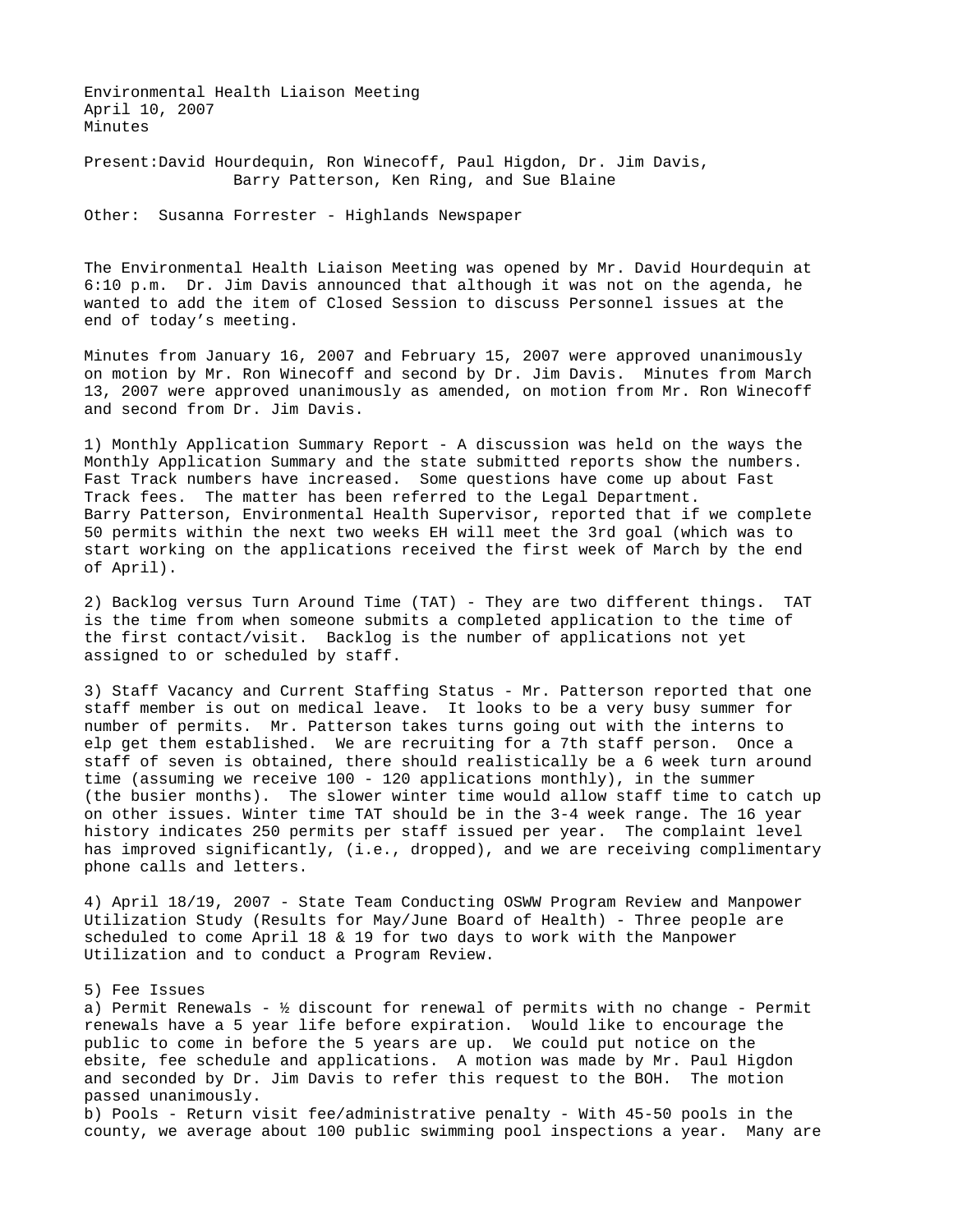Environmental Health Liaison Meeting
April 10, 2007
Minutes

Present: David Hourdequin, Ron Winecoff, Paul Higdon, Dr. Jim Davis, Barry Patterson, Ken Ring, and Sue Blaine

Other: Susanna Forrester - Highlands Newspaper

The Environmental Health Liaison Meeting was opened by Mr. David Hourdequin at 6:10 p.m. Dr. Jim Davis announced that although it was not on the agenda, he wanted to add the item of Closed Session to discuss Personnel issues at the end of today's meeting.

Minutes from January 16, 2007 and February 15, 2007 were approved unanimously on motion by Mr. Ron Winecoff and second by Dr. Jim Davis. Minutes from March 13, 2007 were approved unanimously as amended, on motion from Mr. Ron Winecoff and second from Dr. Jim Davis.

1) Monthly Application Summary Report - A discussion was held on the ways the Monthly Application Summary and the state submitted reports show the numbers. Fast Track numbers have increased. Some questions have come up about Fast Track fees. The matter has been referred to the Legal Department. Barry Patterson, Environmental Health Supervisor, reported that if we complete 50 permits within the next two weeks EH will meet the 3rd goal (which was to start working on the applications received the first week of March by the end of April).

2) Backlog versus Turn Around Time (TAT) - They are two different things. TAT is the time from when someone submits a completed application to the time of the first contact/visit. Backlog is the number of applications not yet assigned to or scheduled by staff.

3) Staff Vacancy and Current Staffing Status - Mr. Patterson reported that one staff member is out on medical leave. It looks to be a very busy summer for number of permits. Mr. Patterson takes turns going out with the interns to elp get them established. We are recruiting for a 7th staff person. Once a staff of seven is obtained, there should realistically be a 6 week turn around time (assuming we receive 100 - 120 applications monthly), in the summer (the busier months). The slower winter time would allow staff time to catch up on other issues. Winter time TAT should be in the 3-4 week range. The 16 year history indicates 250 permits per staff issued per year. The complaint level has improved significantly, (i.e., dropped), and we are receiving complimentary phone calls and letters.

4) April 18/19, 2007 - State Team Conducting OSWW Program Review and Manpower Utilization Study (Results for May/June Board of Health) - Three people are scheduled to come April 18 & 19 for two days to work with the Manpower Utilization and to conduct a Program Review.

5) Fee Issues

a) Permit Renewals - ½ discount for renewal of permits with no change - Permit renewals have a 5 year life before expiration. Would like to encourage the public to come in before the 5 years are up. We could put notice on the ebsite, fee schedule and applications. A motion was made by Mr. Paul Higdon and seconded by Dr. Jim Davis to refer this request to the BOH. The motion passed unanimously.

b) Pools - Return visit fee/administrative penalty - With 45-50 pools in the county, we average about 100 public swimming pool inspections a year. Many are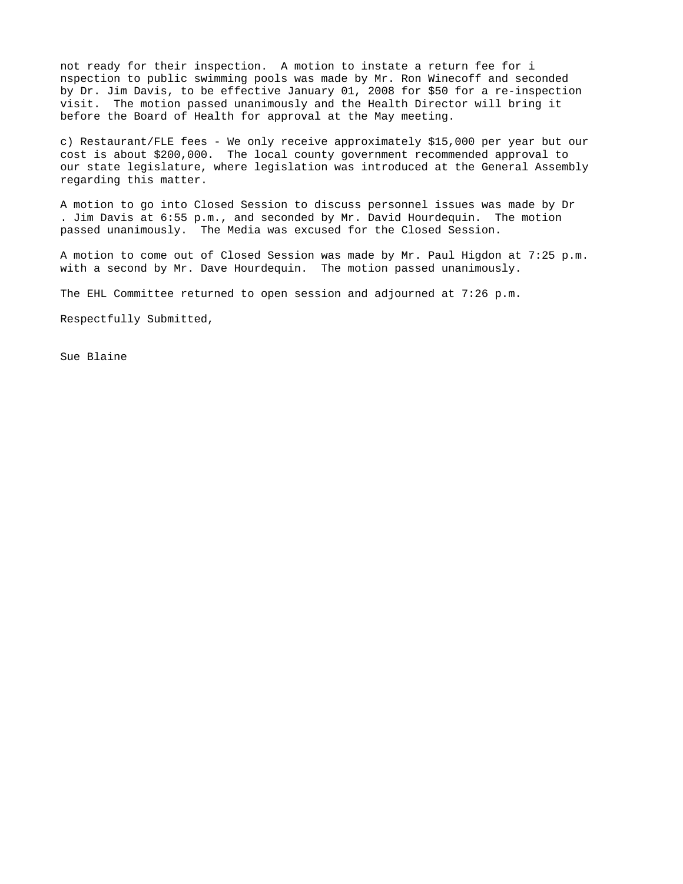not ready for their inspection. A motion to instate a return fee for inspection to public swimming pools was made by Mr. Ron Winecoff and seconded by Dr. Jim Davis, to be effective January 01, 2008 for $50 for a re-inspection visit. The motion passed unanimously and the Health Director will bring it before the Board of Health for approval at the May meeting.

c) Restaurant/FLE fees - We only receive approximately $15,000 per year but our cost is about $200,000. The local county government recommended approval to our state legislature, where legislation was introduced at the General Assembly regarding this matter.

A motion to go into Closed Session to discuss personnel issues was made by Dr. Jim Davis at 6:55 p.m., and seconded by Mr. David Hourdequin. The motion passed unanimously. The Media was excused for the Closed Session.

A motion to come out of Closed Session was made by Mr. Paul Higdon at 7:25 p.m. with a second by Mr. Dave Hourdequin. The motion passed unanimously.

The EHL Committee returned to open session and adjourned at 7:26 p.m.

Respectfully Submitted,

Sue Blaine